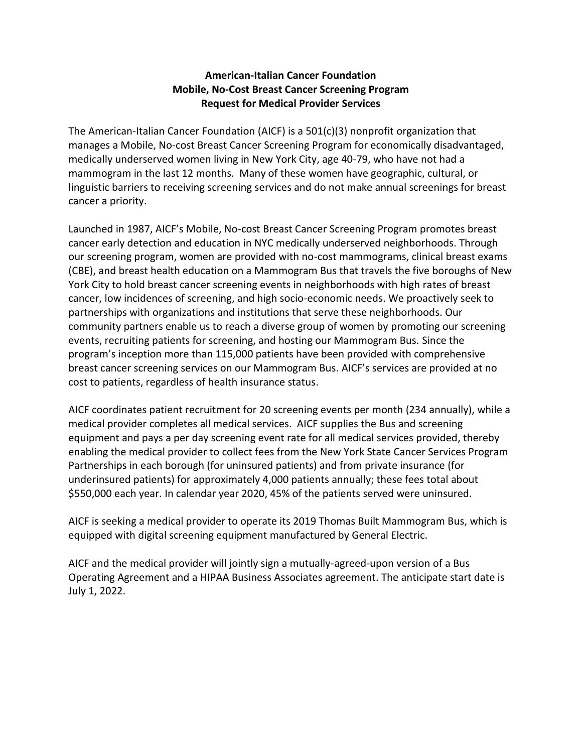**American-Italian Cancer Foundation**
**Mobile, No-Cost Breast Cancer Screening Program**
**Request for Medical Provider Services**

The American-Italian Cancer Foundation (AICF) is a 501(c)(3) nonprofit organization that manages a Mobile, No-cost Breast Cancer Screening Program for economically disadvantaged, medically underserved women living in New York City, age 40-79, who have not had a mammogram in the last 12 months. Many of these women have geographic, cultural, or linguistic barriers to receiving screening services and do not make annual screenings for breast cancer a priority.

Launched in 1987, AICF's Mobile, No-cost Breast Cancer Screening Program promotes breast cancer early detection and education in NYC medically underserved neighborhoods. Through our screening program, women are provided with no-cost mammograms, clinical breast exams (CBE), and breast health education on a Mammogram Bus that travels the five boroughs of New York City to hold breast cancer screening events in neighborhoods with high rates of breast cancer, low incidences of screening, and high socio-economic needs. We proactively seek to partnerships with organizations and institutions that serve these neighborhoods. Our community partners enable us to reach a diverse group of women by promoting our screening events, recruiting patients for screening, and hosting our Mammogram Bus. Since the program's inception more than 115,000 patients have been provided with comprehensive breast cancer screening services on our Mammogram Bus. AICF's services are provided at no cost to patients, regardless of health insurance status.

AICF coordinates patient recruitment for 20 screening events per month (234 annually), while a medical provider completes all medical services. AICF supplies the Bus and screening equipment and pays a per day screening event rate for all medical services provided, thereby enabling the medical provider to collect fees from the New York State Cancer Services Program Partnerships in each borough (for uninsured patients) and from private insurance (for underinsured patients) for approximately 4,000 patients annually; these fees total about $550,000 each year. In calendar year 2020, 45% of the patients served were uninsured.

AICF is seeking a medical provider to operate its 2019 Thomas Built Mammogram Bus, which is equipped with digital screening equipment manufactured by General Electric.

AICF and the medical provider will jointly sign a mutually-agreed-upon version of a Bus Operating Agreement and a HIPAA Business Associates agreement. The anticipate start date is July 1, 2022.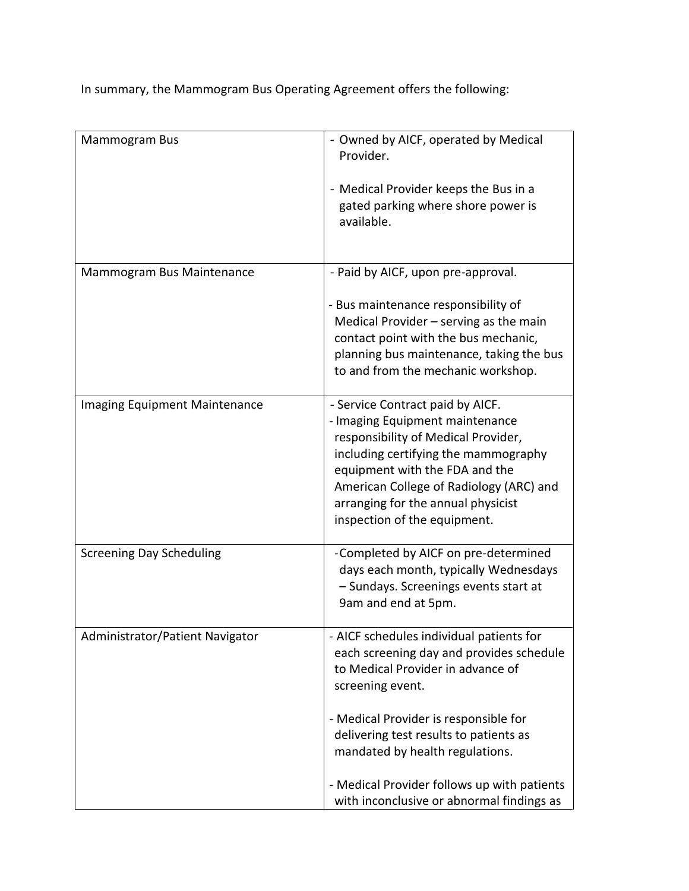In summary, the Mammogram Bus Operating Agreement offers the following:

| | |
|---|---|
| Mammogram Bus | - Owned by AICF, operated by Medical Provider.<br><br>- Medical Provider keeps the Bus in a gated parking where shore power is available. |
| Mammogram Bus Maintenance | - Paid by AICF, upon pre-approval.<br><br>- Bus maintenance responsibility of Medical Provider – serving as the main contact point with the bus mechanic, planning bus maintenance, taking the bus to and from the mechanic workshop. |
| Imaging Equipment Maintenance | - Service Contract paid by AICF.<br>- Imaging Equipment maintenance responsibility of Medical Provider, including certifying the mammography equipment with the FDA and the American College of Radiology (ARC) and arranging for the annual physicist inspection of the equipment. |
| Screening Day Scheduling | -Completed by AICF on pre-determined days each month, typically Wednesdays – Sundays. Screenings events start at 9am and end at 5pm. |
| Administrator/Patient Navigator | - AICF schedules individual patients for each screening day and provides schedule to Medical Provider in advance of screening event.<br><br>- Medical Provider is responsible for delivering test results to patients as mandated by health regulations.<br><br>- Medical Provider follows up with patients with inconclusive or abnormal findings as |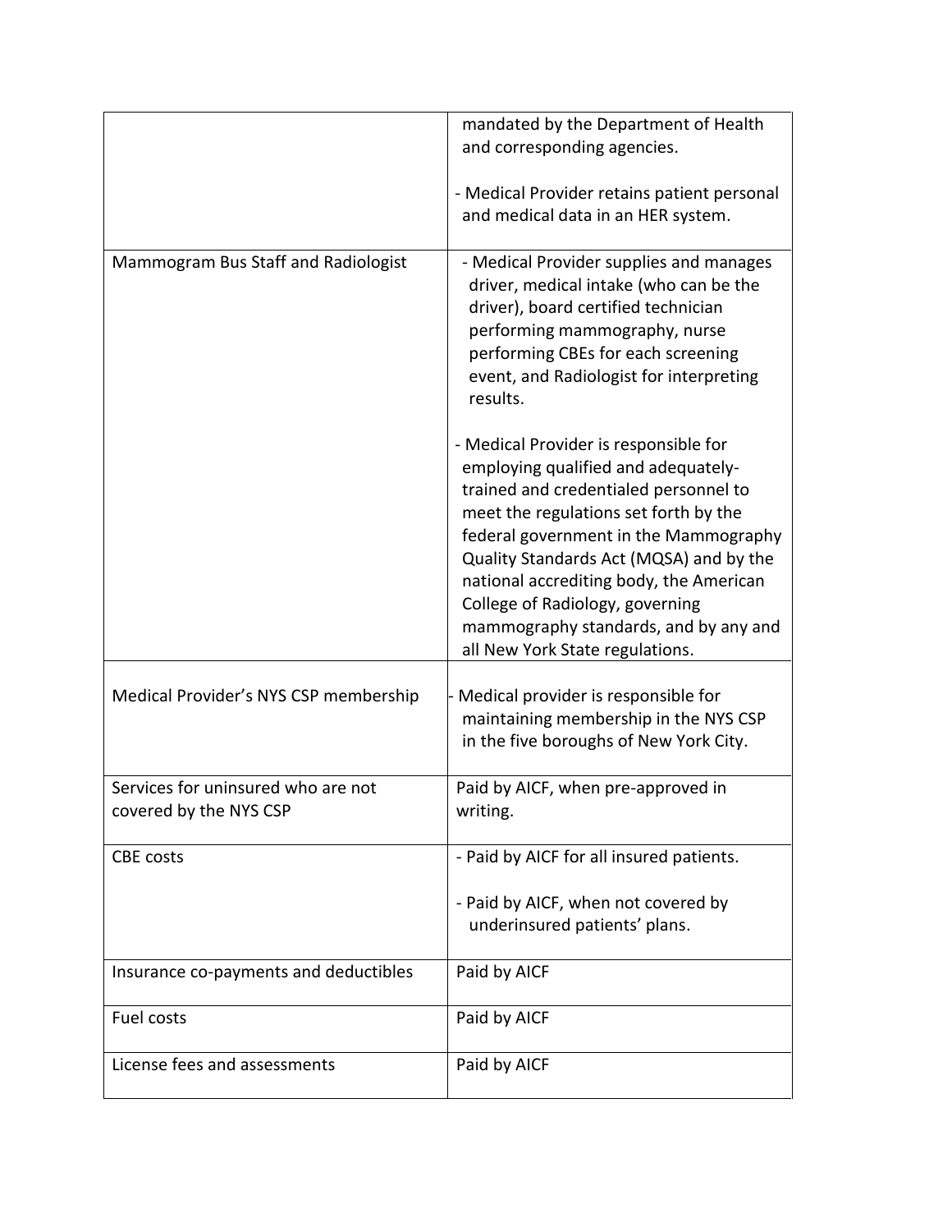| | |
|---|---|
| | mandated by the Department of Health and corresponding agencies.<br><br>- Medical Provider retains patient personal and medical data in an HER system. |
| Mammogram Bus Staff and Radiologist | - Medical Provider supplies and manages driver, medical intake (who can be the driver), board certified technician performing mammography, nurse performing CBEs for each screening event, and Radiologist for interpreting results.<br><br>- Medical Provider is responsible for employing qualified and adequately-trained and credentialed personnel to meet the regulations set forth by the federal government in the Mammography Quality Standards Act (MQSA) and by the national accrediting body, the American College of Radiology, governing mammography standards, and by any and all New York State regulations. |
| Medical Provider's NYS CSP membership | - Medical provider is responsible for maintaining membership in the NYS CSP in the five boroughs of New York City. |
| Services for uninsured who are not covered by the NYS CSP | Paid by AICF, when pre-approved in writing. |
| CBE costs | - Paid by AICF for all insured patients.<br><br>- Paid by AICF, when not covered by underinsured patients' plans. |
| Insurance co-payments and deductibles | Paid by AICF |
| Fuel costs | Paid by AICF |
| License fees and assessments | Paid by AICF |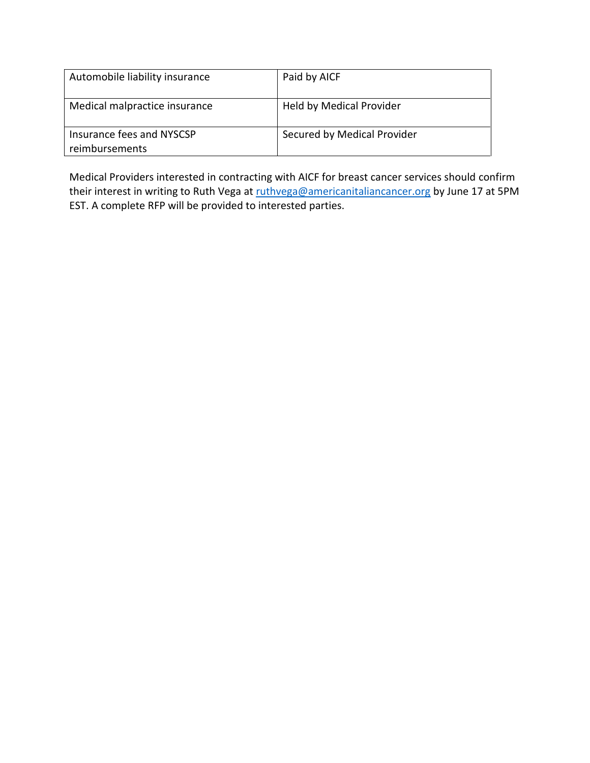| | |
|---|---|
| Automobile liability insurance | Paid by AICF |
| Medical malpractice insurance | Held by Medical Provider |
| Insurance fees and NYSCSP reimbursements | Secured by Medical Provider |

Medical Providers interested in contracting with AICF for breast cancer services should confirm their interest in writing to Ruth Vega at ruthvega@americanitaliancancer.org by June 17 at 5PM EST. A complete RFP will be provided to interested parties.